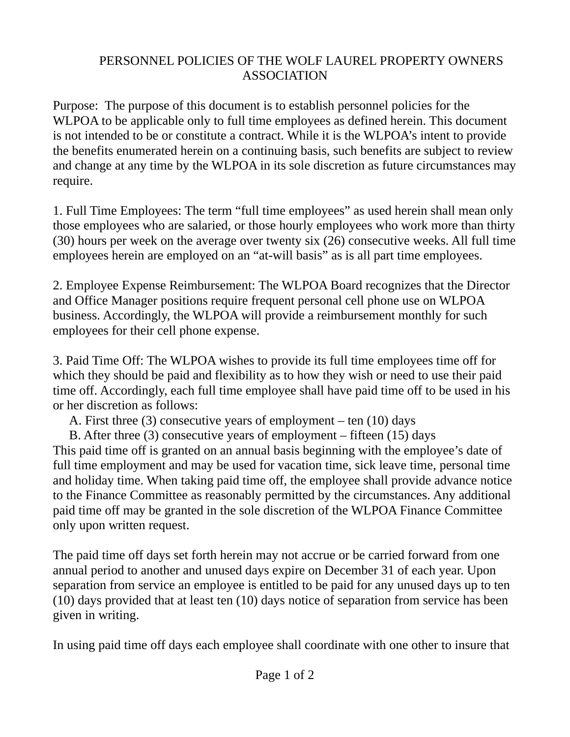# PERSONNEL POLICIES OF THE WOLF LAUREL PROPERTY OWNERS ASSOCIATION

Purpose: The purpose of this document is to establish personnel policies for the WLPOA to be applicable only to full time employees as defined herein. This document is not intended to be or constitute a contract. While it is the WLPOA's intent to provide the benefits enumerated herein on a continuing basis, such benefits are subject to review and change at any time by the WLPOA in its sole discretion as future circumstances may require.

1. Full Time Employees: The term "full time employees" as used herein shall mean only those employees who are salaried, or those hourly employees who work more than thirty (30) hours per week on the average over twenty six (26) consecutive weeks. All full time employees herein are employed on an "at-will basis" as is all part time employees.

2. Employee Expense Reimbursement: The WLPOA Board recognizes that the Director and Office Manager positions require frequent personal cell phone use on WLPOA business. Accordingly, the WLPOA will provide a reimbursement monthly for such employees for their cell phone expense.

3. Paid Time Off: The WLPOA wishes to provide its full time employees time off for which they should be paid and flexibility as to how they wish or need to use their paid time off. Accordingly, each full time employee shall have paid time off to be used in his or her discretion as follows:

   A. First three (3) consecutive years of employment – ten (10) days
   B. After three (3) consecutive years of employment – fifteen (15) days

This paid time off is granted on an annual basis beginning with the employee's date of full time employment and may be used for vacation time, sick leave time, personal time and holiday time. When taking paid time off, the employee shall provide advance notice to the Finance Committee as reasonably permitted by the circumstances. Any additional paid time off may be granted in the sole discretion of the WLPOA Finance Committee only upon written request.

The paid time off days set forth herein may not accrue or be carried forward from one annual period to another and unused days expire on December 31 of each year. Upon separation from service an employee is entitled to be paid for any unused days up to ten (10) days provided that at least ten (10) days notice of separation from service has been given in writing.

In using paid time off days each employee shall coordinate with one other to insure that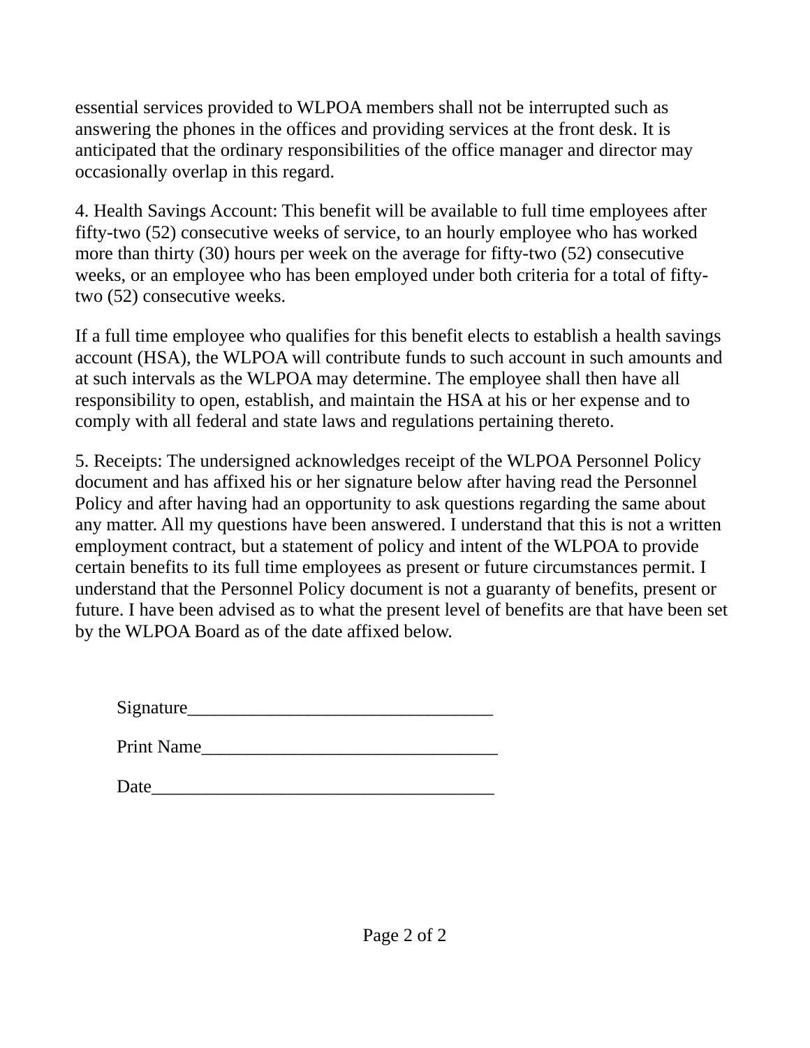essential services provided to WLPOA members shall not be interrupted such as answering the phones in the offices and providing services at the front desk. It is anticipated that the ordinary responsibilities of the office manager and director may occasionally overlap in this regard.

4. Health Savings Account: This benefit will be available to full time employees after fifty-two (52) consecutive weeks of service, to an hourly employee who has worked more than thirty (30) hours per week on the average for fifty-two (52) consecutive weeks, or an employee who has been employed under both criteria for a total of fifty-two (52) consecutive weeks.

If a full time employee who qualifies for this benefit elects to establish a health savings account (HSA), the WLPOA will contribute funds to such account in such amounts and at such intervals as the WLPOA may determine. The employee shall then have all responsibility to open, establish, and maintain the HSA at his or her expense and to comply with all federal and state laws and regulations pertaining thereto.

5. Receipts: The undersigned acknowledges receipt of the WLPOA Personnel Policy document and has affixed his or her signature below after having read the Personnel Policy and after having had an opportunity to ask questions regarding the same about any matter. All my questions have been answered. I understand that this is not a written employment contract, but a statement of policy and intent of the WLPOA to provide certain benefits to its full time employees as present or future circumstances permit. I understand that the Personnel Policy document is not a guaranty of benefits, present or future. I have been advised as to what the present level of benefits are that have been set by the WLPOA Board as of the date affixed below.

Signature_________________________________

Print Name________________________________

Date_____________________________________